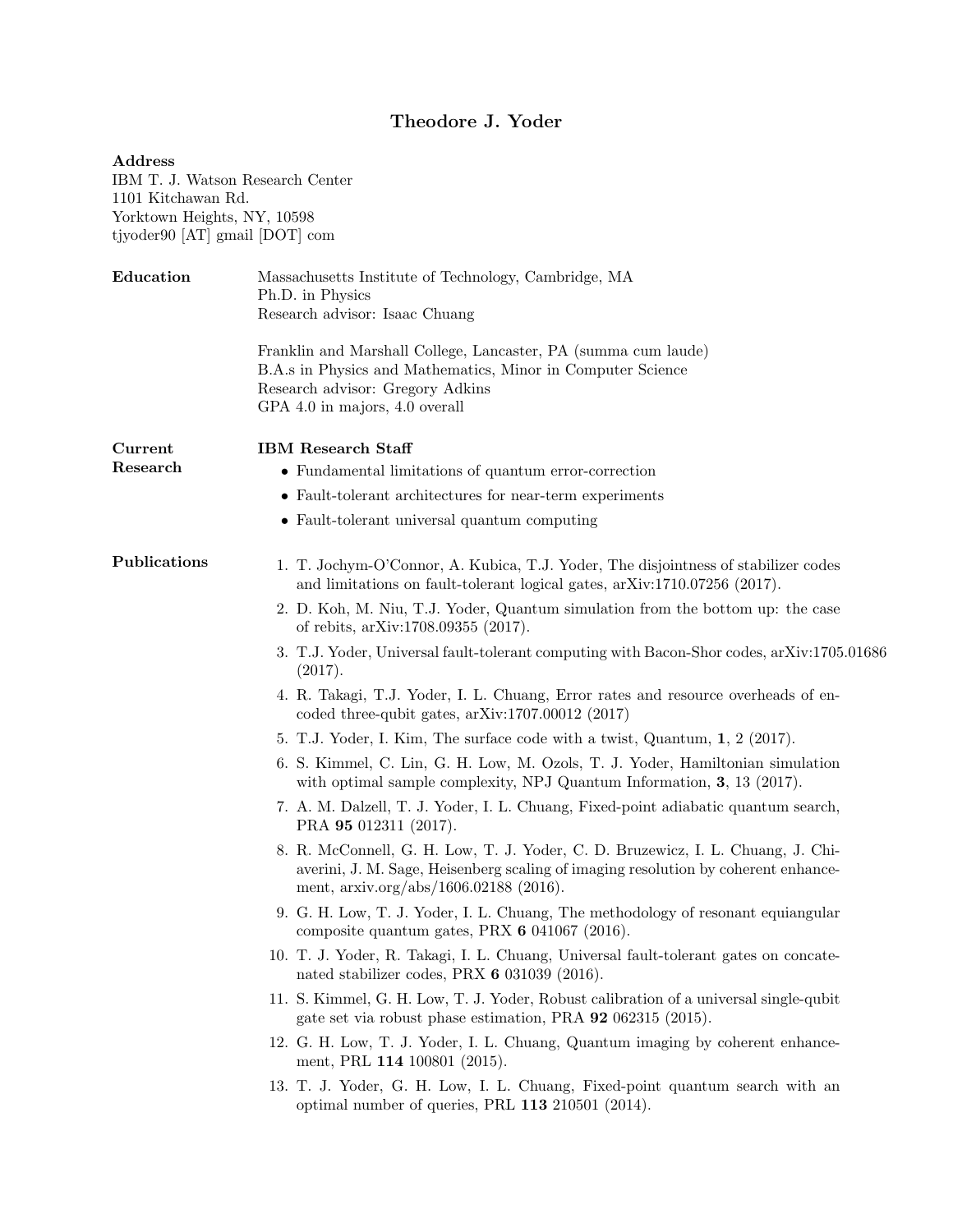# Theodore J. Yoder

**Address**
IBM T. J. Watson Research Center
1101 Kitchawan Rd.
Yorktown Heights, NY, 10598
tjyoder90 [AT] gmail [DOT] com

## Education

Massachusetts Institute of Technology, Cambridge, MA
Ph.D. in Physics
Research advisor: Isaac Chuang

Franklin and Marshall College, Lancaster, PA (summa cum laude)
B.A.s in Physics and Mathematics, Minor in Computer Science
Research advisor: Gregory Adkins
GPA 4.0 in majors, 4.0 overall

## Current Research

**IBM Research Staff**

- Fundamental limitations of quantum error-correction
- Fault-tolerant architectures for near-term experiments
- Fault-tolerant universal quantum computing

## Publications

1. T. Jochym-O'Connor, A. Kubica, T.J. Yoder, The disjointness of stabilizer codes and limitations on fault-tolerant logical gates, arXiv:1710.07256 (2017).
2. D. Koh, M. Niu, T.J. Yoder, Quantum simulation from the bottom up: the case of rebits, arXiv:1708.09355 (2017).
3. T.J. Yoder, Universal fault-tolerant computing with Bacon-Shor codes, arXiv:1705.01686 (2017).
4. R. Takagi, T.J. Yoder, I. L. Chuang, Error rates and resource overheads of encoded three-qubit gates, arXiv:1707.00012 (2017)
5. T.J. Yoder, I. Kim, The surface code with a twist, Quantum, **1**, 2 (2017).
6. S. Kimmel, C. Lin, G. H. Low, M. Ozols, T. J. Yoder, Hamiltonian simulation with optimal sample complexity, NPJ Quantum Information, **3**, 13 (2017).
7. A. M. Dalzell, T. J. Yoder, I. L. Chuang, Fixed-point adiabatic quantum search, PRA **95** 012311 (2017).
8. R. McConnell, G. H. Low, T. J. Yoder, C. D. Bruzewicz, I. L. Chuang, J. Chiaverini, J. M. Sage, Heisenberg scaling of imaging resolution by coherent enhancement, arxiv.org/abs/1606.02188 (2016).
9. G. H. Low, T. J. Yoder, I. L. Chuang, The methodology of resonant equiangular composite quantum gates, PRX **6** 041067 (2016).
10. T. J. Yoder, R. Takagi, I. L. Chuang, Universal fault-tolerant gates on concatenated stabilizer codes, PRX **6** 031039 (2016).
11. S. Kimmel, G. H. Low, T. J. Yoder, Robust calibration of a universal single-qubit gate set via robust phase estimation, PRA **92** 062315 (2015).
12. G. H. Low, T. J. Yoder, I. L. Chuang, Quantum imaging by coherent enhancement, PRL **114** 100801 (2015).
13. T. J. Yoder, G. H. Low, I. L. Chuang, Fixed-point quantum search with an optimal number of queries, PRL **113** 210501 (2014).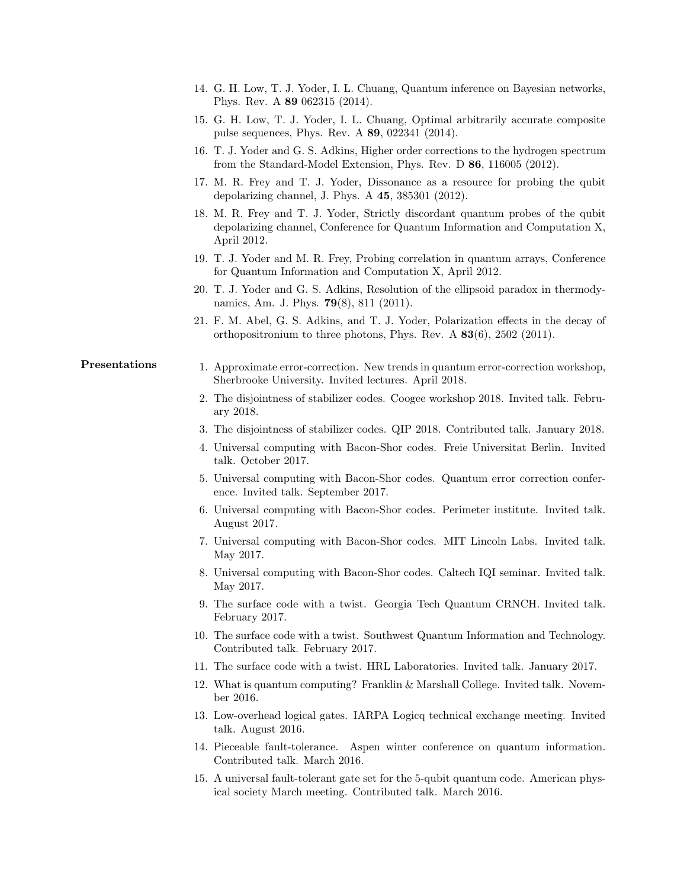14. G. H. Low, T. J. Yoder, I. L. Chuang, Quantum inference on Bayesian networks, Phys. Rev. A **89** 062315 (2014).
15. G. H. Low, T. J. Yoder, I. L. Chuang, Optimal arbitrarily accurate composite pulse sequences, Phys. Rev. A **89**, 022341 (2014).
16. T. J. Yoder and G. S. Adkins, Higher order corrections to the hydrogen spectrum from the Standard-Model Extension, Phys. Rev. D **86**, 116005 (2012).
17. M. R. Frey and T. J. Yoder, Dissonance as a resource for probing the qubit depolarizing channel, J. Phys. A **45**, 385301 (2012).
18. M. R. Frey and T. J. Yoder, Strictly discordant quantum probes of the qubit depolarizing channel, Conference for Quantum Information and Computation X, April 2012.
19. T. J. Yoder and M. R. Frey, Probing correlation in quantum arrays, Conference for Quantum Information and Computation X, April 2012.
20. T. J. Yoder and G. S. Adkins, Resolution of the ellipsoid paradox in thermodynamics, Am. J. Phys. **79**(8), 811 (2011).
21. F. M. Abel, G. S. Adkins, and T. J. Yoder, Polarization effects in the decay of orthopositronium to three photons, Phys. Rev. A **83**(6), 2502 (2011).

**Presentations**

1. Approximate error-correction. New trends in quantum error-correction workshop, Sherbrooke University. Invited lectures. April 2018.
2. The disjointness of stabilizer codes. Coogee workshop 2018. Invited talk. February 2018.
3. The disjointness of stabilizer codes. QIP 2018. Contributed talk. January 2018.
4. Universal computing with Bacon-Shor codes. Freie Universitat Berlin. Invited talk. October 2017.
5. Universal computing with Bacon-Shor codes. Quantum error correction conference. Invited talk. September 2017.
6. Universal computing with Bacon-Shor codes. Perimeter institute. Invited talk. August 2017.
7. Universal computing with Bacon-Shor codes. MIT Lincoln Labs. Invited talk. May 2017.
8. Universal computing with Bacon-Shor codes. Caltech IQI seminar. Invited talk. May 2017.
9. The surface code with a twist. Georgia Tech Quantum CRNCH. Invited talk. February 2017.
10. The surface code with a twist. Southwest Quantum Information and Technology. Contributed talk. February 2017.
11. The surface code with a twist. HRL Laboratories. Invited talk. January 2017.
12. What is quantum computing? Franklin & Marshall College. Invited talk. November 2016.
13. Low-overhead logical gates. IARPA Logicq technical exchange meeting. Invited talk. August 2016.
14. Pieceable fault-tolerance. Aspen winter conference on quantum information. Contributed talk. March 2016.
15. A universal fault-tolerant gate set for the 5-qubit quantum code. American physical society March meeting. Contributed talk. March 2016.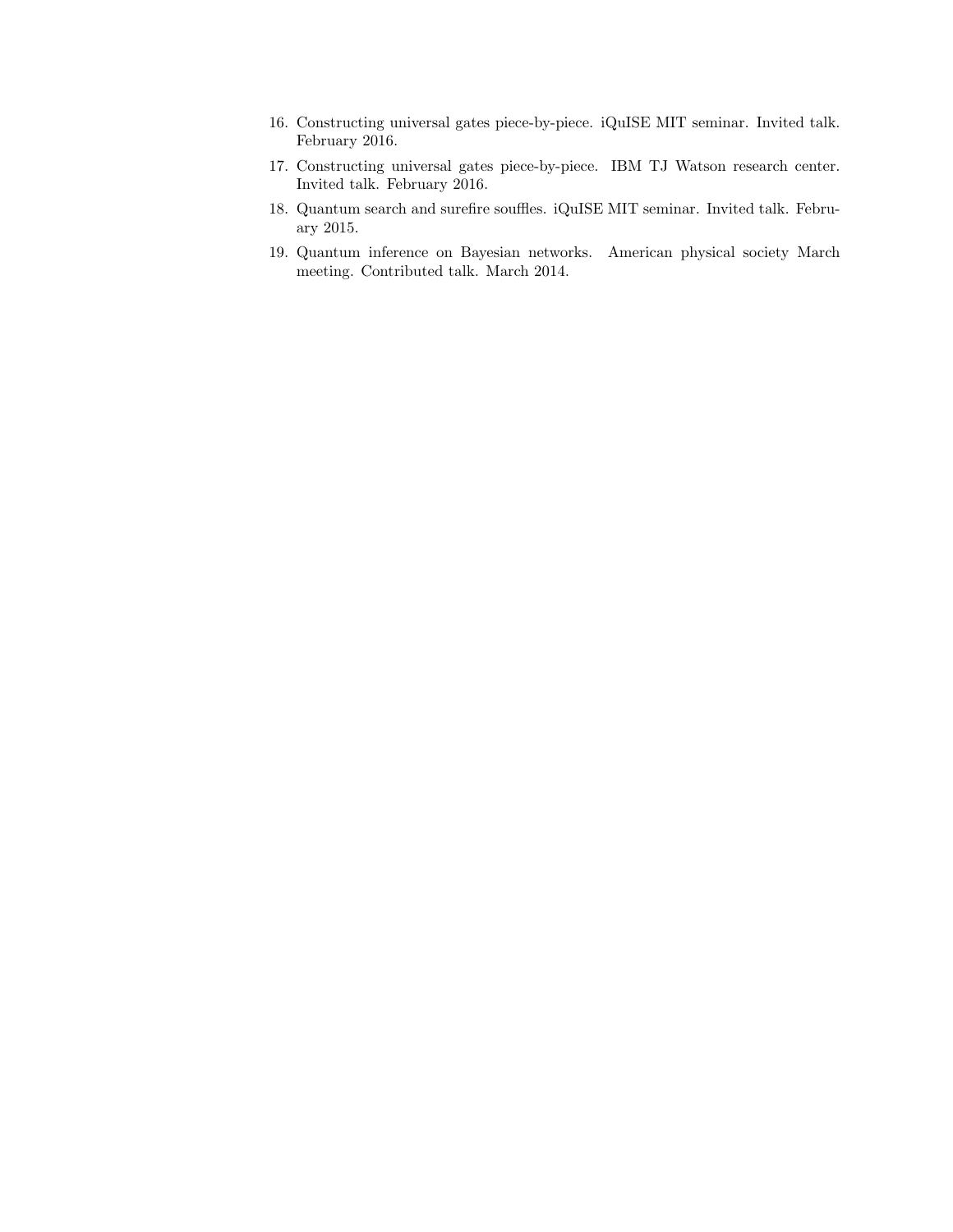16. Constructing universal gates piece-by-piece. iQuISE MIT seminar. Invited talk. February 2016.
17. Constructing universal gates piece-by-piece. IBM TJ Watson research center. Invited talk. February 2016.
18. Quantum search and surefire souffles. iQuISE MIT seminar. Invited talk. February 2015.
19. Quantum inference on Bayesian networks. American physical society March meeting. Contributed talk. March 2014.